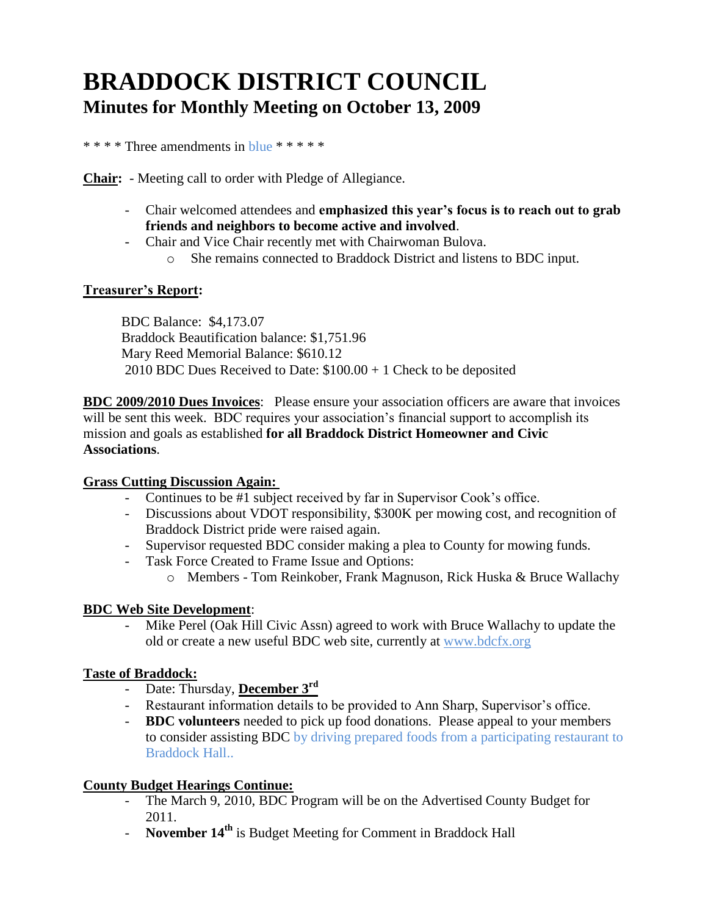# BRADDOCK DISTRICT COUNCIL

## Minutes for Monthly Meeting on October 13, 2009

* * * * Three amendments in blue * * * * *

**Chair:** - Meeting call to order with Pledge of Allegiance.

- Chair welcomed attendees and **emphasized this year's focus is to reach out to grab friends and neighbors to become active and involved**.
- Chair and Vice Chair recently met with Chairwoman Bulova.
    - She remains connected to Braddock District and listens to BDC input.

**Treasurer's Report:**

BDC Balance: $4,173.07
Braddock Beautification balance: $1,751.96
Mary Reed Memorial Balance: $610.12
2010 BDC Dues Received to Date: $100.00 + 1 Check to be deposited

**BDC 2009/2010 Dues Invoices**: Please ensure your association officers are aware that invoices will be sent this week. BDC requires your association's financial support to accomplish its mission and goals as established **for all Braddock District Homeowner and Civic Associations**.

**Grass Cutting Discussion Again:**

- Continues to be #1 subject received by far in Supervisor Cook's office.
- Discussions about VDOT responsibility, $300K per mowing cost, and recognition of Braddock District pride were raised again.
- Supervisor requested BDC consider making a plea to County for mowing funds.
- Task Force Created to Frame Issue and Options:
    - Members - Tom Reinkober, Frank Magnuson, Rick Huska & Bruce Wallachy

**BDC Web Site Development**:

- Mike Perel (Oak Hill Civic Assn) agreed to work with Bruce Wallachy to update the old or create a new useful BDC web site, currently at www.bdcfx.org

**Taste of Braddock:**

- Date: Thursday, **December 3rd**
- Restaurant information details to be provided to Ann Sharp, Supervisor's office.
- **BDC volunteers** needed to pick up food donations. Please appeal to your members to consider assisting BDC by driving prepared foods from a participating restaurant to Braddock Hall..

**County Budget Hearings Continue:**

- The March 9, 2010, BDC Program will be on the Advertised County Budget for 2011.
- **November 14th** is Budget Meeting for Comment in Braddock Hall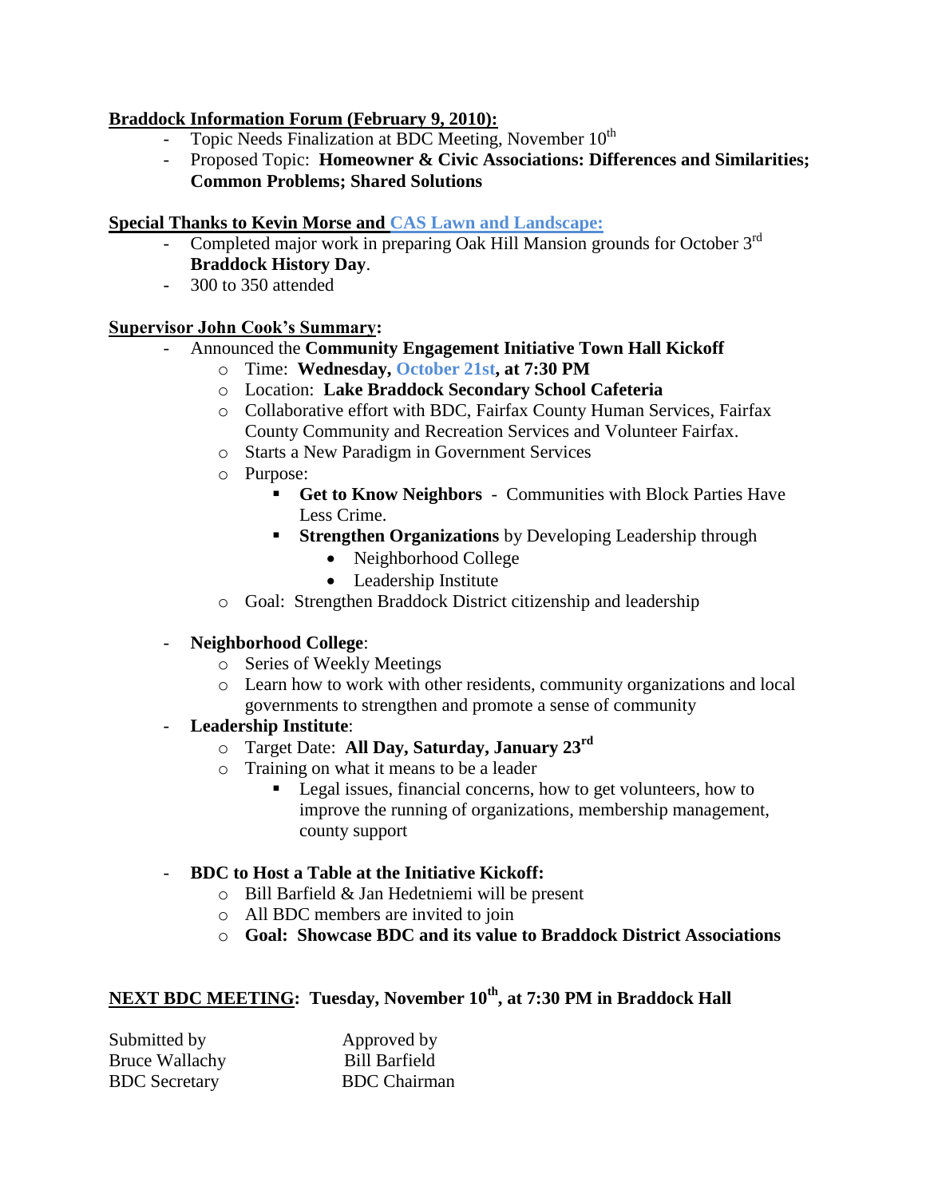**Braddock Information Forum (February 9, 2010):**

- Topic Needs Finalization at BDC Meeting, November 10th
- Proposed Topic: **Homeowner & Civic Associations: Differences and Similarities; Common Problems; Shared Solutions**

**Special Thanks to Kevin Morse and CAS Lawn and Landscape:**

- Completed major work in preparing Oak Hill Mansion grounds for October 3rd **Braddock History Day**.
- 300 to 350 attended

**Supervisor John Cook's Summary:**

- Announced the **Community Engagement Initiative Town Hall Kickoff**
  - Time: **Wednesday, October 21st, at 7:30 PM**
  - Location: **Lake Braddock Secondary School Cafeteria**
  - Collaborative effort with BDC, Fairfax County Human Services, Fairfax County Community and Recreation Services and Volunteer Fairfax.
  - Starts a New Paradigm in Government Services
  - Purpose:
    - **Get to Know Neighbors** - Communities with Block Parties Have Less Crime.
    - **Strengthen Organizations** by Developing Leadership through
      - Neighborhood College
      - Leadership Institute
  - Goal: Strengthen Braddock District citizenship and leadership

- **Neighborhood College**:
  - Series of Weekly Meetings
  - Learn how to work with other residents, community organizations and local governments to strengthen and promote a sense of community
- **Leadership Institute**:
  - Target Date: **All Day, Saturday, January 23rd**
  - Training on what it means to be a leader
    - Legal issues, financial concerns, how to get volunteers, how to improve the running of organizations, membership management, county support

- **BDC to Host a Table at the Initiative Kickoff:**
  - Bill Barfield & Jan Hedetniemi will be present
  - All BDC members are invited to join
  - **Goal: Showcase BDC and its value to Braddock District Associations**

**NEXT BDC MEETING: Tuesday, November 10th, at 7:30 PM in Braddock Hall**

| | |
|---|---|
| Submitted by | Approved by |
| Bruce Wallachy | Bill Barfield |
| BDC Secretary | BDC Chairman |